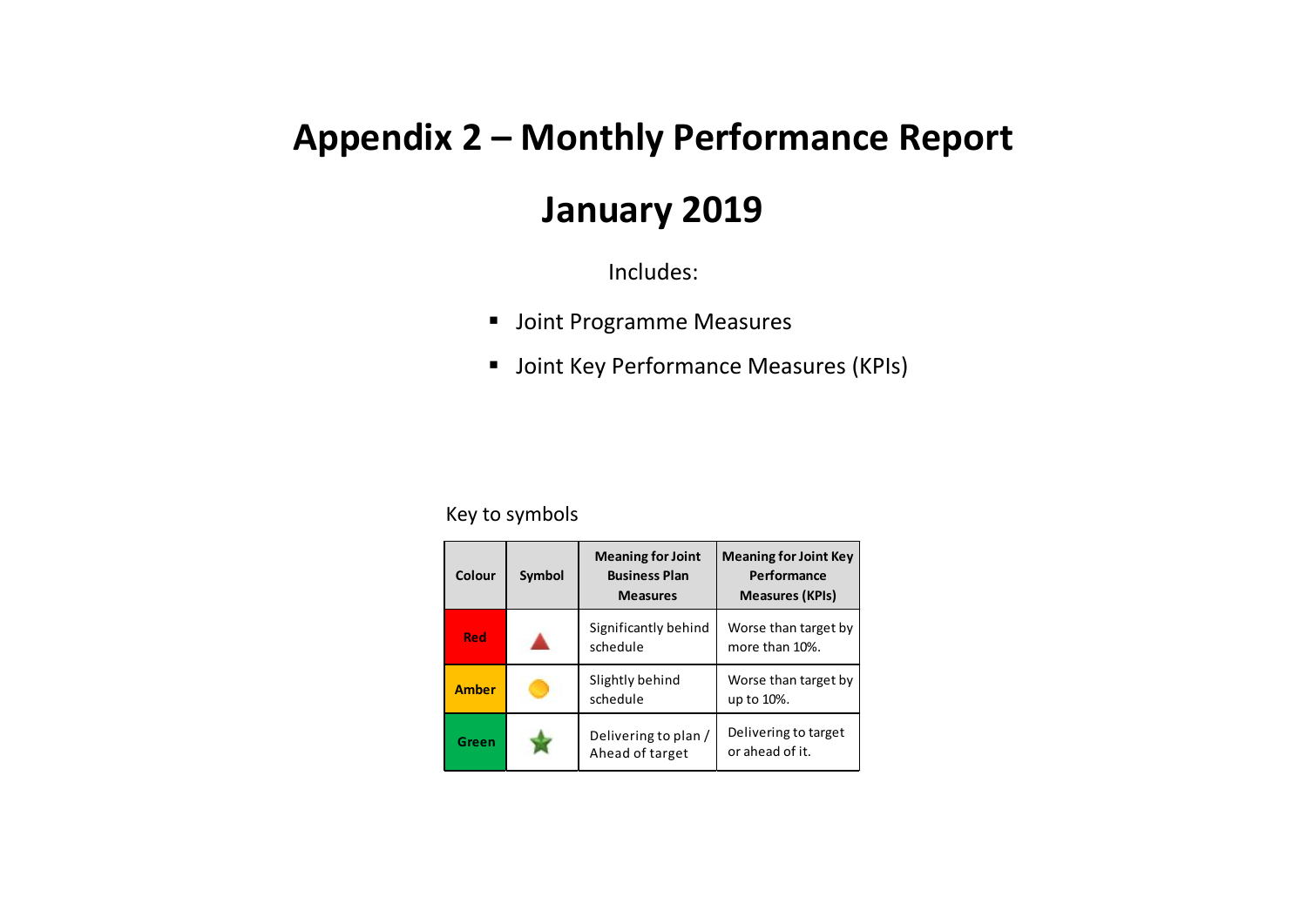# Appendix 2 – Monthly Performance Report

# January 2019

Includes:

- Joint Programme Measures
- Joint Key Performance Measures (KPIs)

Key to symbols

| Colour | Symbol | Meaning for Joint Business Plan Measures | Meaning for Joint Key Performance Measures (KPIs) |
|---|---|---|---|
| Red | ▲ | Significantly behind schedule | Worse than target by more than 10%. |
| Amber | ● | Slightly behind schedule | Worse than target by up to 10%. |
| Green | ★ | Delivering to plan / Ahead of target | Delivering to target or ahead of it. |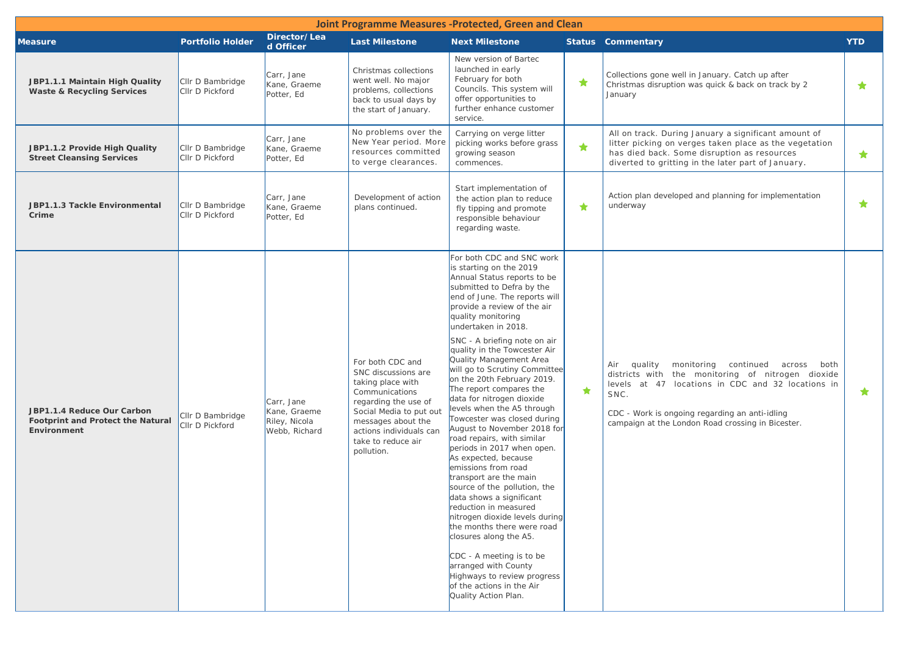## Joint Programme Measures -Protected, Green and Clean

| Measure | Portfolio Holder | Director/ Lead Officer | Last Milestone | Next Milestone | Status | Commentary | YTD |
|---|---|---|---|---|---|---|---|
| **JBP1.1.1 Maintain High Quality Waste & Recycling Services** | Cllr D Bambridge<br>Cllr D Pickford | Carr, Jane<br>Kane, Graeme<br>Potter, Ed | Christmas collections went well. No major problems, collections back to usual days by the start of January. | New version of Bartec launched in early February for both Councils. This system will offer opportunities to further enhance customer service. | ★ | Collections gone well in January. Catch up after Christmas disruption was quick & back on track by 2 January | ★ |
| **JBP1.1.2 Provide High Quality Street Cleansing Services** | Cllr D Bambridge<br>Cllr D Pickford | Carr, Jane<br>Kane, Graeme<br>Potter, Ed | No problems over the New Year period. More resources committed to verge clearances. | Carrying on verge litter picking works before grass growing season commences. | ★ | All on track. During January a significant amount of litter picking on verges taken place as the vegetation has died back. Some disruption as resources diverted to gritting in the later part of January. | ★ |
| **JBP1.1.3 Tackle Environmental Crime** | Cllr D Bambridge<br>Cllr D Pickford | Carr, Jane<br>Kane, Graeme<br>Potter, Ed | Development of action plans continued. | Start implementation of the action plan to reduce fly tipping and promote responsible behaviour regarding waste. | ★ | Action plan developed and planning for implementation underway | ★ |
| **JBP1.1.4 Reduce Our Carbon Footprint and Protect the Natural Environment** | Cllr D Bambridge<br>Cllr D Pickford | Carr, Jane<br>Kane, Graeme<br>Riley, Nicola<br>Webb, Richard | For both CDC and SNC discussions are taking place with Communications regarding the use of Social Media to put out messages about the actions individuals can take to reduce air pollution. | For both CDC and SNC work is starting on the 2019 Annual Status reports to be submitted to Defra by the end of June. The reports will provide a review of the air quality monitoring undertaken in 2018.<br><br>SNC - A briefing note on air quality in the Towcester Air Quality Management Area will go to Scrutiny Committee on the 20th February 2019. The report compares the data for nitrogen dioxide levels when the A5 through Towcester was closed during August to November 2018 for road repairs, with similar periods in 2017 when open. As expected, because emissions from road transport are the main source of the pollution, the data shows a significant reduction in measured nitrogen dioxide levels during the months there were road closures along the A5.<br><br>CDC - A meeting is to be arranged with County Highways to review progress of the actions in the Air Quality Action Plan. | ★ | Air quality monitoring continued across both districts with the monitoring of nitrogen dioxide levels at 47 locations in CDC and 32 locations in SNC.<br><br>CDC - Work is ongoing regarding an anti-idling campaign at the London Road crossing in Bicester. | ★ |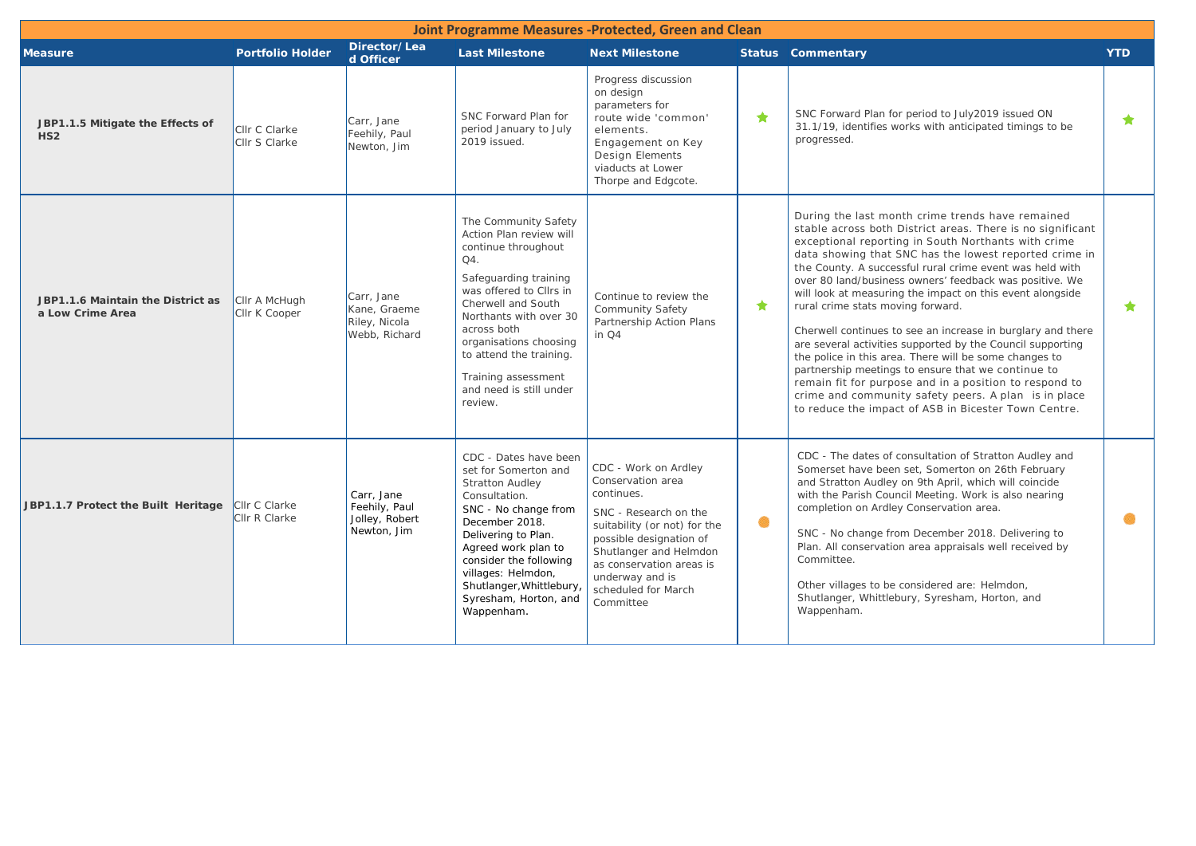## Joint Programme Measures -Protected, Green and Clean

| Measure | Portfolio Holder | Director/ Lead Officer | Last Milestone | Next Milestone | Status | Commentary | YTD |
|---|---|---|---|---|---|---|---|
| **JBP1.1.5 Mitigate the Effects of HS2** | Cllr C Clarke<br>Cllr S Clarke | Carr, Jane<br>Feehily, Paul<br>Newton, Jim | SNC Forward Plan for period January to July 2019 issued. | Progress discussion on design parameters for route wide 'common' elements. Engagement on Key Design Elements viaducts at Lower Thorpe and Edgcote. | ★ | SNC Forward Plan for period to July2019 issued ON 31.1/19, identifies works with anticipated timings to be progressed. | ★ |
| **JBP1.1.6 Maintain the District as a Low Crime Area** | Cllr A McHugh<br>Cllr K Cooper | Carr, Jane<br>Kane, Graeme<br>Riley, Nicola<br>Webb, Richard | The Community Safety Action Plan review will continue throughout Q4.<br><br>Safeguarding training was offered to Cllrs in Cherwell and South Northants with over 30 across both organisations choosing to attend the training.<br><br>Training assessment and need is still under review. | Continue to review the Community Safety Partnership Action Plans in Q4 | ★ | During the last month crime trends have remained stable across both District areas. There is no significant exceptional reporting in South Northants with crime data showing that SNC has the lowest reported crime in the County. A successful rural crime event was held with over 80 land/business owners' feedback was positive. We will look at measuring the impact on this event alongside rural crime stats moving forward.<br><br>Cherwell continues to see an increase in burglary and there are several activities supported by the Council supporting the police in this area. There will be some changes to partnership meetings to ensure that we continue to remain fit for purpose and in a position to respond to crime and community safety peers. A plan is in place to reduce the impact of ASB in Bicester Town Centre. | ★ |
| **JBP1.1.7 Protect the Built Heritage** | Cllr C Clarke<br>Cllr R Clarke | Carr, Jane<br>Feehily, Paul<br>Jolley, Robert<br>Newton, Jim | CDC - Dates have been set for Somerton and Stratton Audley Consultation.<br>SNC - No change from December 2018. Delivering to Plan. Agreed work plan to consider the following villages: Helmdon, Shutlanger,Whittlebury, Syresham, Horton, and Wappenham. | CDC - Work on Ardley Conservation area continues.<br><br>SNC - Research on the suitability (or not) for the possible designation of Shutlanger and Helmdon as conservation areas is underway and is scheduled for March Committee | ● | CDC - The dates of consultation of Stratton Audley and Somerset have been set, Somerton on 26th February and Stratton Audley on 9th April, which will coincide with the Parish Council Meeting. Work is also nearing completion on Ardley Conservation area.<br><br>SNC - No change from December 2018. Delivering to Plan. All conservation area appraisals well received by Committee.<br><br>Other villages to be considered are: Helmdon, Shutlanger, Whittlebury, Syresham, Horton, and Wappenham. | ● |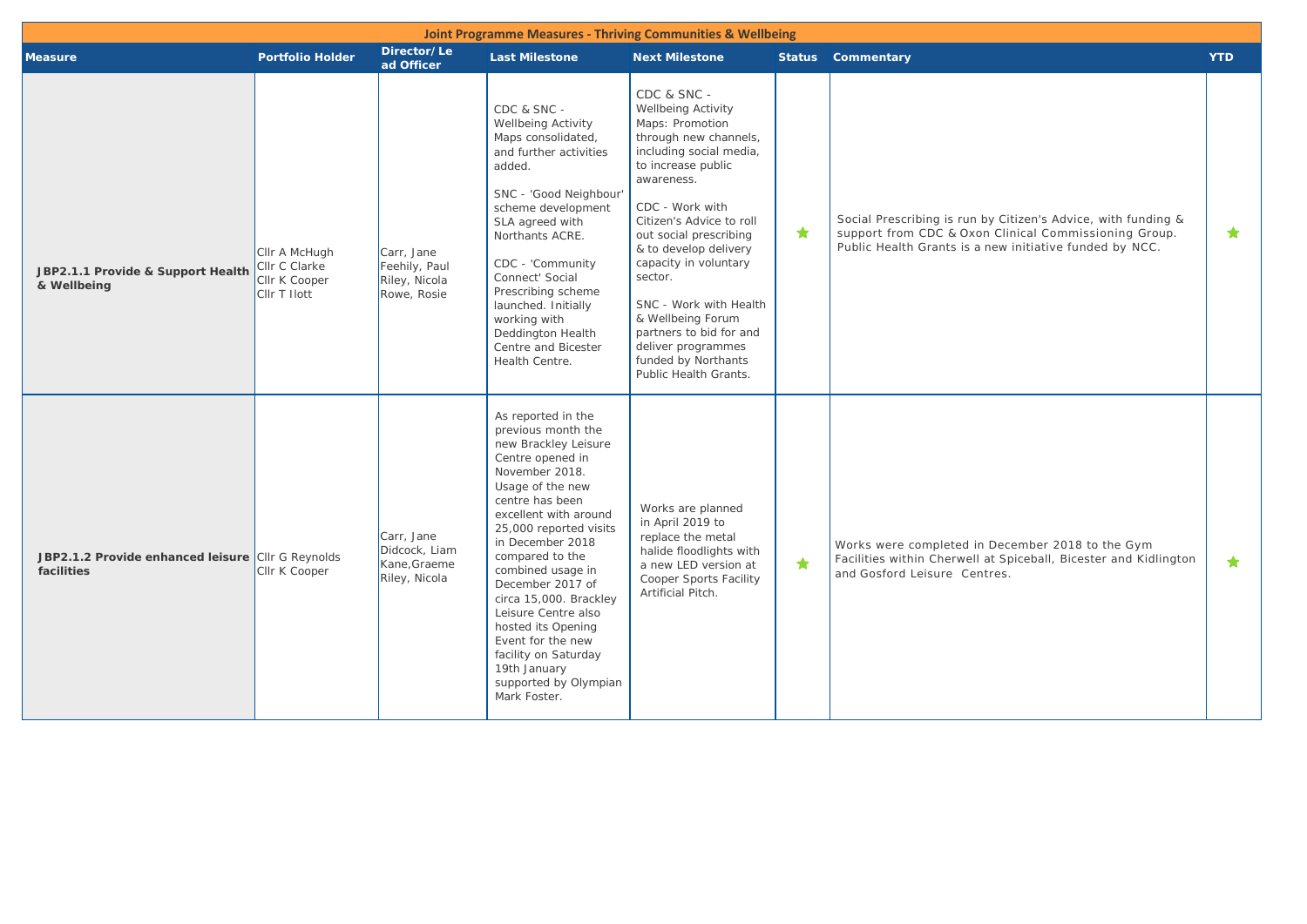| Joint Programme Measures - Thriving Communities & Wellbeing | | | | | | | |
|---|---|---|---|---|---|---|---|
| **Measure** | **Portfolio Holder** | **Director/Lead Officer** | **Last Milestone** | **Next Milestone** | **Status** | **Commentary** | **YTD** |
| **JBP2.1.1 Provide & Support Health & Wellbeing** | Cllr A McHugh<br>Cllr C Clarke<br>Cllr K Cooper<br>Cllr T Ilott | Carr, Jane<br>Feehily, Paul<br>Riley, Nicola<br>Rowe, Rosie | CDC & SNC - Wellbeing Activity Maps consolidated, and further activities added.<br><br>SNC - 'Good Neighbour' scheme development SLA agreed with Northants ACRE.<br><br>CDC - 'Community Connect' Social Prescribing scheme launched. Initially working with Deddington Health Centre and Bicester Health Centre. | CDC & SNC - Wellbeing Activity Maps: Promotion through new channels, including social media, to increase public awareness.<br><br>CDC - Work with Citizen's Advice to roll out social prescribing & to develop delivery capacity in voluntary sector.<br><br>SNC - Work with Health & Wellbeing Forum partners to bid for and deliver programmes funded by Northants Public Health Grants. | ★ | Social Prescribing is run by Citizen's Advice, with funding & support from CDC & Oxon Clinical Commissioning Group. Public Health Grants is a new initiative funded by NCC. | ★ |
| **JBP2.1.2 Provide enhanced leisure facilities** | Cllr G Reynolds<br>Cllr K Cooper | Carr, Jane<br>Didcock, Liam<br>Kane,Graeme<br>Riley, Nicola | As reported in the previous month the new Brackley Leisure Centre opened in November 2018. Usage of the new centre has been excellent with around 25,000 reported visits in December 2018 compared to the combined usage in December 2017 of circa 15,000. Brackley Leisure Centre also hosted its Opening Event for the new facility on Saturday 19th January supported by Olympian Mark Foster. | Works are planned in April 2019 to replace the metal halide floodlights with a new LED version at Cooper Sports Facility Artificial Pitch. | ★ | Works were completed in December 2018 to the Gym Facilities within Cherwell at Spiceball, Bicester and Kidlington and Gosford Leisure Centres. | ★ |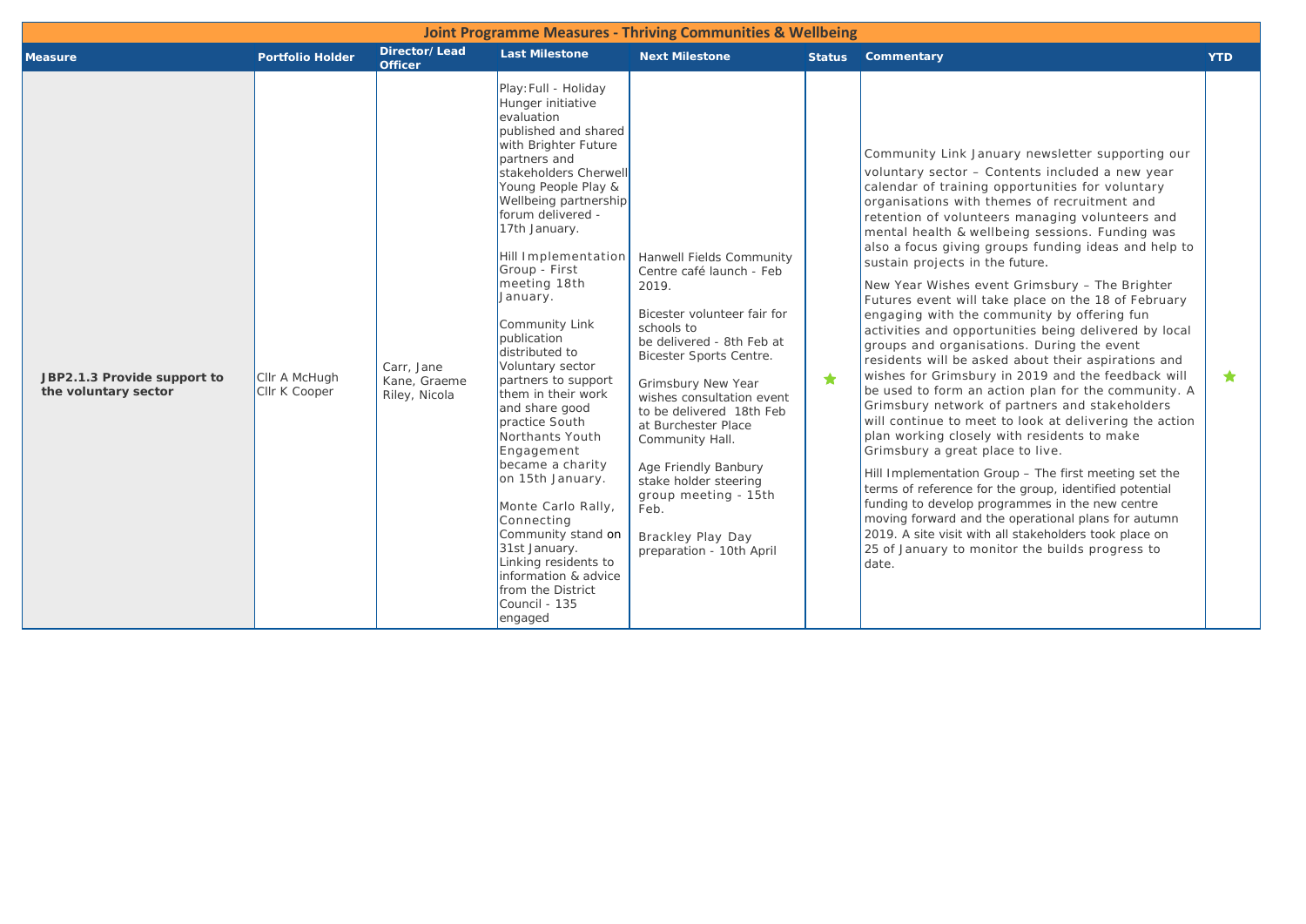| Joint Programme Measures - Thriving Communities & Wellbeing | | | | | | | |
|---|---|---|---|---|---|---|---|
| **Measure** | **Portfolio Holder** | **Director/ Lead Officer** | **Last Milestone** | **Next Milestone** | **Status** | **Commentary** | **YTD** |
| **JBP2.1.3 Provide support to the voluntary sector** | Cllr A McHugh<br>Cllr K Cooper | Carr, Jane<br>Kane, Graeme<br>Riley, Nicola | Play:Full - Holiday Hunger initiative evaluation published and shared with Brighter Future partners and stakeholders Cherwell Young People Play & Wellbeing partnership forum delivered - 17th January.<br><br>Hill Implementation Group - First meeting 18th January.<br><br>Community Link publication distributed to Voluntary sector partners to support them in their work and share good practice South Northants Youth Engagement became a charity on 15th January.<br><br>Monte Carlo Rally, Connecting Community stand on 31st January. Linking residents to information & advice from the District Council - 135 engaged | Hanwell Fields Community Centre café launch - Feb 2019.<br><br>Bicester volunteer fair for schools to be delivered - 8th Feb at Bicester Sports Centre.<br><br>Grimsbury New Year wishes consultation event to be delivered 18th Feb at Burchester Place Community Hall.<br><br>Age Friendly Banbury stake holder steering group meeting - 15th Feb.<br><br>Brackley Play Day preparation - 10th April | ★ | Community Link January newsletter supporting our voluntary sector – Contents included a new year calendar of training opportunities for voluntary organisations with themes of recruitment and retention of volunteers managing volunteers and mental health & wellbeing sessions. Funding was also a focus giving groups funding ideas and help to sustain projects in the future.<br><br>New Year Wishes event Grimsbury – The Brighter Futures event will take place on the 18 of February engaging with the community by offering fun activities and opportunities being delivered by local groups and organisations. During the event residents will be asked about their aspirations and wishes for Grimsbury in 2019 and the feedback will be used to form an action plan for the community. A Grimsbury network of partners and stakeholders will continue to meet to look at delivering the action plan working closely with residents to make Grimsbury a great place to live.<br><br>Hill Implementation Group – The first meeting set the terms of reference for the group, identified potential funding to develop programmes in the new centre moving forward and the operational plans for autumn 2019. A site visit with all stakeholders took place on 25 of January to monitor the builds progress to date. | ★ |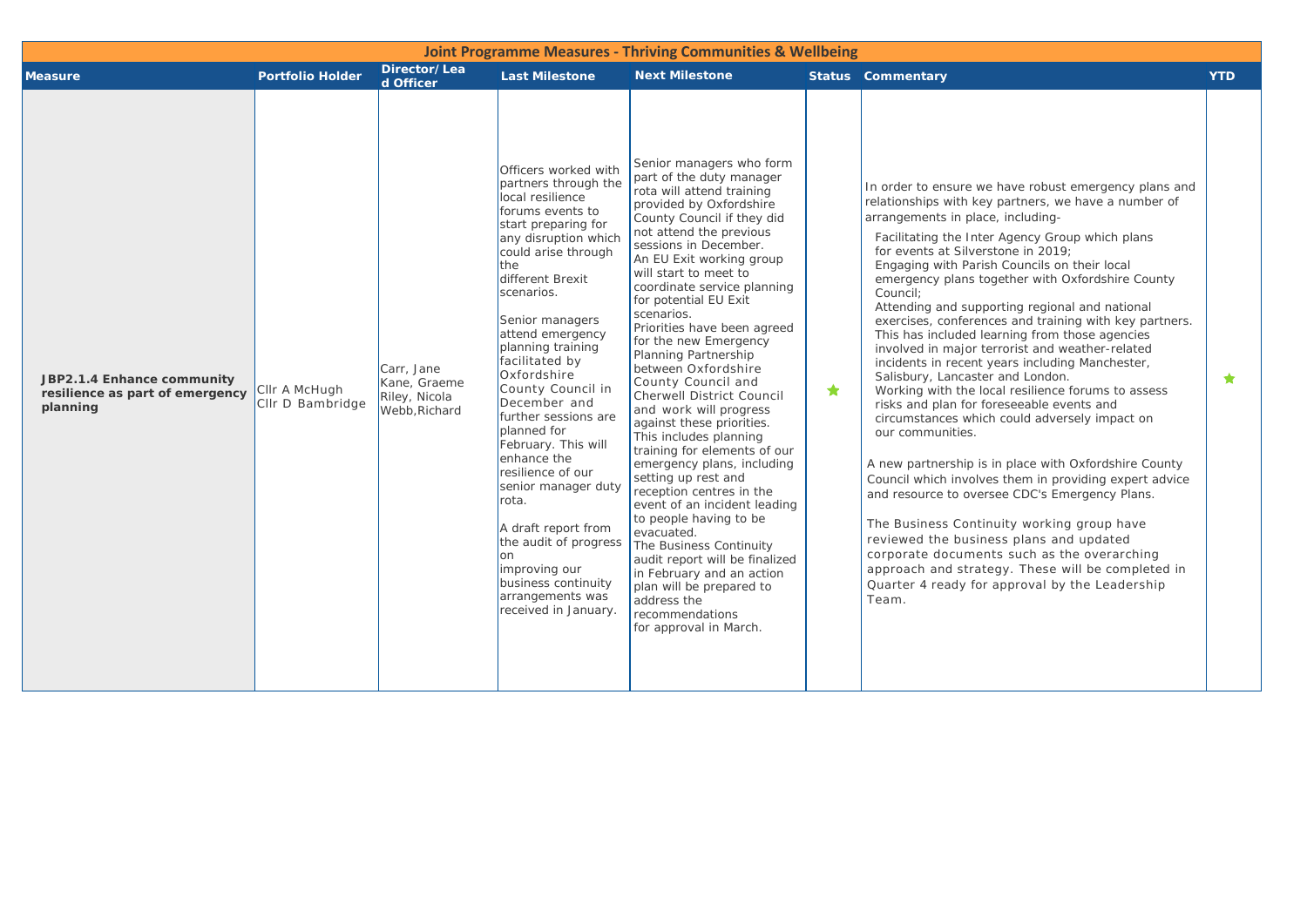| Joint Programme Measures - Thriving Communities & Wellbeing | | | | | | | |
|---|---|---|---|---|---|---|---|
| **Measure** | **Portfolio Holder** | **Director/Lead Officer** | **Last Milestone** | **Next Milestone** | **Status** | **Commentary** | **YTD** |
| **JBP2.1.4 Enhance community resilience as part of emergency planning** | Cllr A McHugh<br>Cllr D Bambridge | Carr, Jane<br>Kane, Graeme<br>Riley, Nicola<br>Webb,Richard | Officers worked with partners through the local resilience forums events to start preparing for any disruption which could arise through the different Brexit scenarios.<br><br>Senior managers attend emergency planning training facilitated by Oxfordshire County Council in December and further sessions are planned for February. This will enhance the resilience of our senior manager duty rota.<br><br>A draft report from the audit of progress on improving our business continuity arrangements was received in January. | Senior managers who form part of the duty manager rota will attend training provided by Oxfordshire County Council if they did not attend the previous sessions in December.<br>An EU Exit working group will start to meet to coordinate service planning for potential EU Exit scenarios.<br>Priorities have been agreed for the new Emergency Planning Partnership between Oxfordshire County Council and Cherwell District Council and work will progress against these priorities. This includes planning training for elements of our emergency plans, including setting up rest and reception centres in the event of an incident leading to people having to be evacuated.<br>The Business Continuity audit report will be finalized in February and an action plan will be prepared to address the recommendations for approval in March. | ★ | In order to ensure we have robust emergency plans and relationships with key partners, we have a number of arrangements in place, including-<br>Facilitating the Inter Agency Group which plans for events at Silverstone in 2019;<br>Engaging with Parish Councils on their local emergency plans together with Oxfordshire County Council;<br>Attending and supporting regional and national exercises, conferences and training with key partners. This has included learning from those agencies involved in major terrorist and weather-related incidents in recent years including Manchester, Salisbury, Lancaster and London.<br>Working with the local resilience forums to assess risks and plan for foreseeable events and circumstances which could adversely impact on our communities.<br><br>A new partnership is in place with Oxfordshire County Council which involves them in providing expert advice and resource to oversee CDC's Emergency Plans.<br><br>The Business Continuity working group have reviewed the business plans and updated corporate documents such as the overarching approach and strategy. These will be completed in Quarter 4 ready for approval by the Leadership Team. | ★ |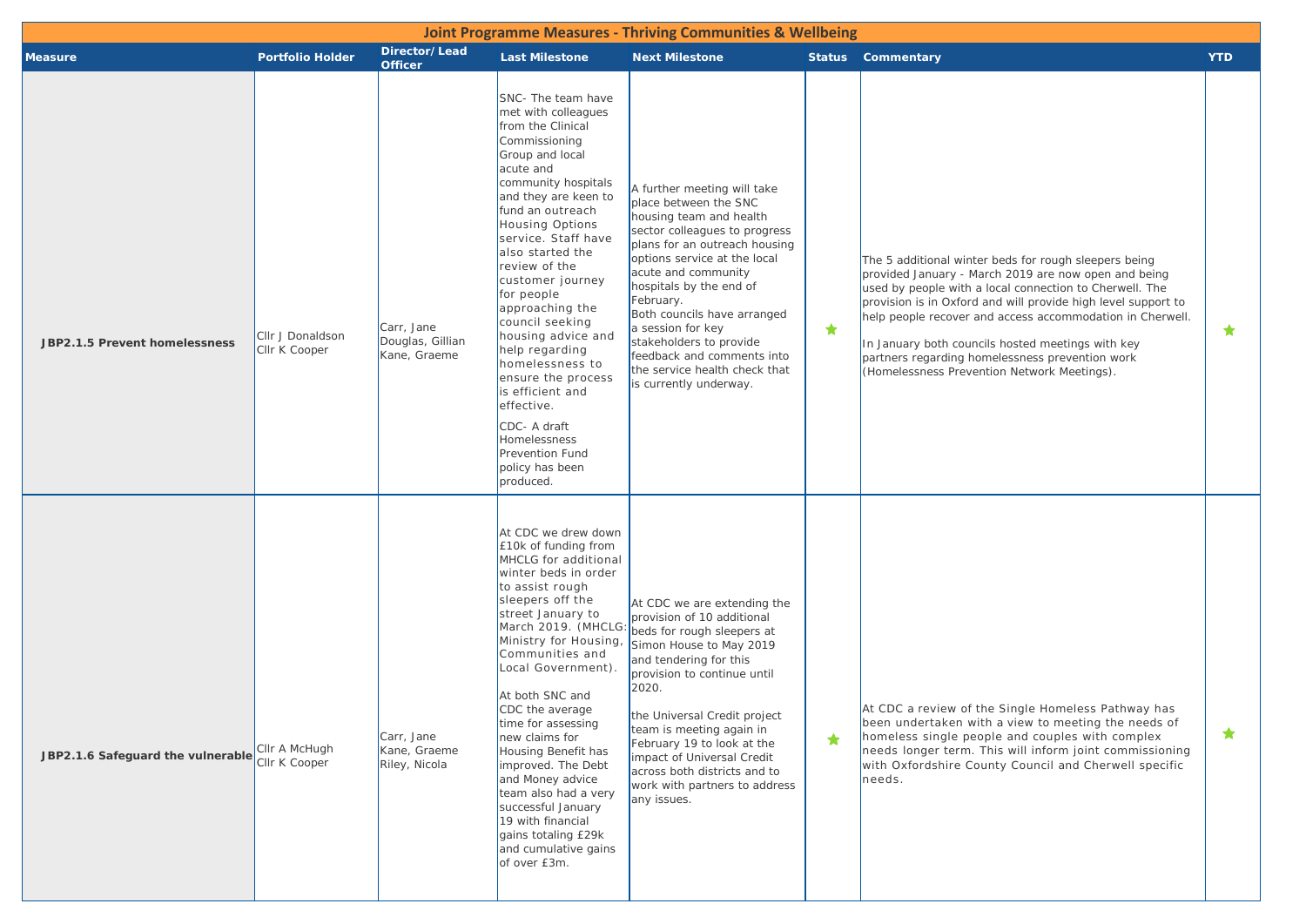## Joint Programme Measures - Thriving Communities & Wellbeing

| Measure | Portfolio Holder | Director/ Lead Officer | Last Milestone | Next Milestone | Status | Commentary | YTD |
|---|---|---|---|---|---|---|---|
| **JBP2.1.5 Prevent homelessness** | Cllr J Donaldson<br>Cllr K Cooper | Carr, Jane<br>Douglas, Gillian<br>Kane, Graeme | SNC- The team have met with colleagues from the Clinical Commissioning Group and local acute and community hospitals and they are keen to fund an outreach Housing Options service. Staff have also started the review of the customer journey for people approaching the council seeking housing advice and help regarding homelessness to ensure the process is efficient and effective.<br><br>CDC- A draft Homelessness Prevention Fund policy has been produced. | A further meeting will take place between the SNC housing team and health sector colleagues to progress plans for an outreach housing options service at the local acute and community hospitals by the end of February.<br>Both councils have arranged a session for key stakeholders to provide feedback and comments into the service health check that is currently underway. | ★ | The 5 additional winter beds for rough sleepers being provided January - March 2019 are now open and being used by people with a local connection to Cherwell. The provision is in Oxford and will provide high level support to help people recover and access accommodation in Cherwell.<br><br>In January both councils hosted meetings with key partners regarding homelessness prevention work (Homelessness Prevention Network Meetings). | ★ |
| **JBP2.1.6 Safeguard the vulnerable** | Cllr A McHugh<br>Cllr K Cooper | Carr, Jane<br>Kane, Graeme<br>Riley, Nicola | At CDC we drew down £10k of funding from MHCLG for additional winter beds in order to assist rough sleepers off the street January to March 2019. (MHCLG: Ministry for Housing, Communities and Local Government).<br><br>At both SNC and CDC the average time for assessing new claims for Housing Benefit has improved. The Debt and Money advice team also had a very successful January 19 with financial gains totaling £29k and cumulative gains of over £3m. | At CDC we are extending the provision of 10 additional beds for rough sleepers at Simon House to May 2019 and tendering for this provision to continue until 2020.<br><br>the Universal Credit project team is meeting again in February 19 to look at the impact of Universal Credit across both districts and to work with partners to address any issues. | ★ | At CDC a review of the Single Homeless Pathway has been undertaken with a view to meeting the needs of homeless single people and couples with complex needs longer term. This will inform joint commissioning with Oxfordshire County Council and Cherwell specific needs. | ★ |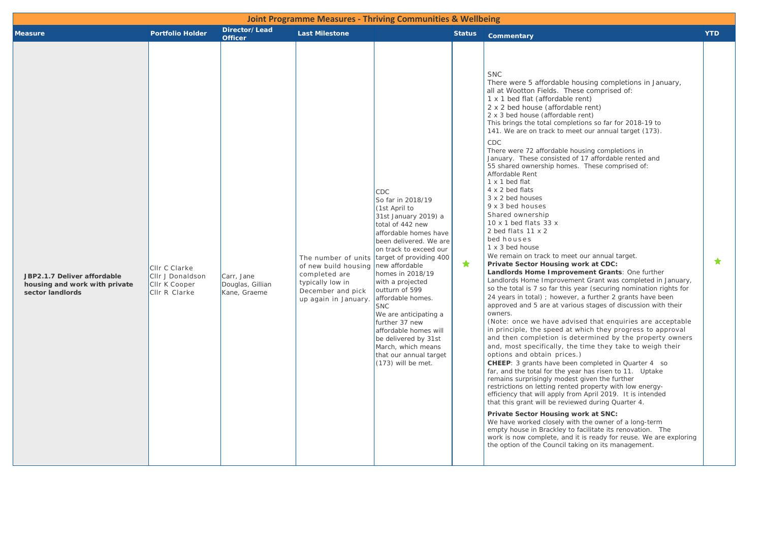## Joint Programme Measures - Thriving Communities & Wellbeing

| Measure | Portfolio Holder | Director/ Lead Officer | Last Milestone | | Status | Commentary | YTD |
|---|---|---|---|---|---|---|---|
| **JBP2.1.7 Deliver affordable housing and work with private sector landlords** | Cllr C Clarke<br>Cllr J Donaldson<br>Cllr K Cooper<br>Cllr R Clarke | Carr, Jane<br>Douglas, Gillian<br>Kane, Graeme | The number of units of new build housing completed are typically low in December and pick up again in January. | CDC<br>So far in 2018/19 (1st April to 31st January 2019) a total of 442 new affordable homes have been delivered. We are on track to exceed our target of providing 400 new affordable homes in 2018/19 with a projected outturn of 599 affordable homes.<br>SNC<br>We are anticipating a further 37 new affordable homes will be delivered by 31st March, which means that our annual target (173) will be met. | ★ | SNC<br>There were 5 affordable housing completions in January, all at Wootton Fields. These comprised of:<br>1 x 1 bed flat (affordable rent)<br>2 x 2 bed house (affordable rent)<br>2 x 3 bed house (affordable rent)<br>This brings the total completions so far for 2018-19 to 141. We are on track to meet our annual target (173).<br>CDC<br>There were 72 affordable housing completions in January. These consisted of 17 affordable rented and 55 shared ownership homes. These comprised of:<br>Affordable Rent<br>1 x 1 bed flat<br>4 x 2 bed flats<br>3 x 2 bed houses<br>9 x 3 bed houses<br>Shared ownership<br>10 x 1 bed flats 33 x 2 bed flats 11 x 2 bed houses<br>1 x 3 bed house<br>We remain on track to meet our annual target.<br>**Private Sector Housing work at CDC:**<br>**Landlords Home Improvement Grants**: One further Landlords Home Improvement Grant was completed in January, so the total is 7 so far this year (securing nomination rights for 24 years in total) ; however, a further 2 grants have been approved and 5 are at various stages of discussion with their owners.<br>(Note: once we have advised that enquiries are acceptable in principle, the speed at which they progress to approval and then completion is determined by the property owners and, most specifically, the time they take to weigh their options and obtain prices.)<br>**CHEEP**: 3 grants have been completed in Quarter 4 so far, and the total for the year has risen to 11. Uptake remains surprisingly modest given the further restrictions on letting rented property with low energy-efficiency that will apply from April 2019. It is intended that this grant will be reviewed during Quarter 4.<br>**Private Sector Housing work at SNC:**<br>We have worked closely with the owner of a long-term empty house in Brackley to facilitate its renovation. The work is now complete, and it is ready for reuse. We are exploring the option of the Council taking on its management. | ★ |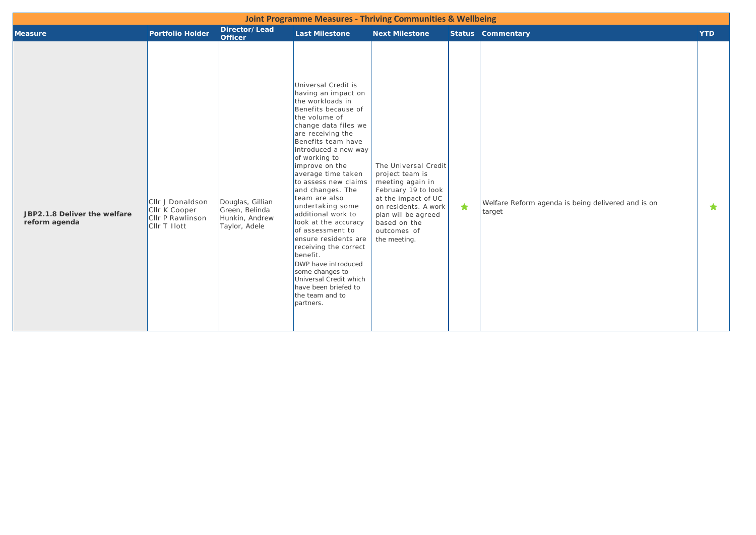## Joint Programme Measures - Thriving Communities & Wellbeing

| Measure | Portfolio Holder | Director/ Lead Officer | Last Milestone | Next Milestone | Status | Commentary | YTD |
|---|---|---|---|---|---|---|---|
| **JBP2.1.8 Deliver the welfare reform agenda** | Cllr J Donaldson<br>Cllr K Cooper<br>Cllr P Rawlinson<br>Cllr T Ilott | Douglas, Gillian<br>Green, Belinda<br>Hunkin, Andrew<br>Taylor, Adele | Universal Credit is having an impact on the workloads in Benefits because of the volume of change data files we are receiving the Benefits team have introduced a new way of working to improve on the average time taken to assess new claims and changes. The team are also undertaking some additional work to look at the accuracy of assessment to ensure residents are receiving the correct benefit.<br>DWP have introduced some changes to Universal Credit which have been briefed to the team and to partners. | The Universal Credit project team is meeting again in February 19 to look at the impact of UC on residents. A work plan will be agreed based on the outcomes of the meeting. | ★ | Welfare Reform agenda is being delivered and is on target | ★ |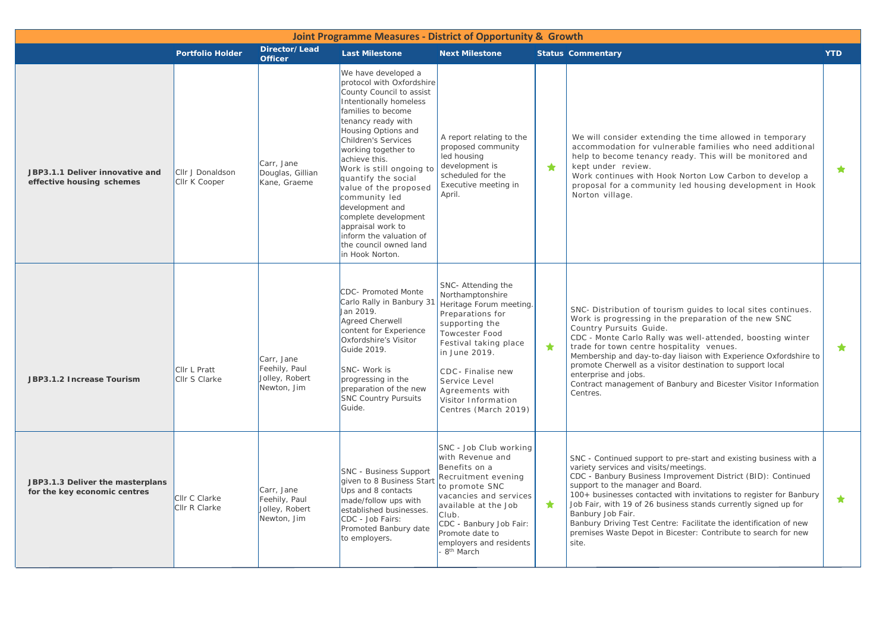| Joint Programme Measures - District of Opportunity & Growth | | | | | | | |
|---|---|---|---|---|---|---|---|
| | **Portfolio Holder** | **Director/ Lead Officer** | **Last Milestone** | **Next Milestone** | **Status** | **Commentary** | **YTD** |
| **JBP3.1.1 Deliver innovative and effective housing schemes** | Cllr J Donaldson<br>Cllr K Cooper | Carr, Jane<br>Douglas, Gillian<br>Kane, Graeme | We have developed a protocol with Oxfordshire County Council to assist Intentionally homeless families to become tenancy ready with Housing Options and Children's Services working together to achieve this.<br>Work is still ongoing to quantify the social value of the proposed community led development and complete development appraisal work to inform the valuation of the council owned land in Hook Norton. | A report relating to the proposed community led housing development is scheduled for the Executive meeting in April. | ★ | We will consider extending the time allowed in temporary accommodation for vulnerable families who need additional help to become tenancy ready. This will be monitored and kept under review.<br>Work continues with Hook Norton Low Carbon to develop a proposal for a community led housing development in Hook Norton village. | ★ |
| **JBP3.1.2 Increase Tourism** | Cllr L Pratt<br>Cllr S Clarke | Carr, Jane<br>Feehily, Paul<br>Jolley, Robert<br>Newton, Jim | CDC- Promoted Monte Carlo Rally in Banbury 31 Jan 2019.<br>Agreed Cherwell content for Experience Oxfordshire's Visitor Guide 2019.<br><br>SNC- Work is progressing in the preparation of the new SNC Country Pursuits Guide. | SNC- Attending the Northamptonshire Heritage Forum meeting. Preparations for supporting the Towcester Food Festival taking place in June 2019.<br><br>CDC- Finalise new Service Level Agreements with Visitor Information Centres (March 2019) | ★ | SNC- Distribution of tourism guides to local sites continues. Work is progressing in the preparation of the new SNC Country Pursuits Guide.<br>CDC - Monte Carlo Rally was well-attended, boosting winter trade for town centre hospitality venues.<br>Membership and day-to-day liaison with Experience Oxfordshire to promote Cherwell as a visitor destination to support local enterprise and jobs.<br>Contract management of Banbury and Bicester Visitor Information Centres. | ★ |
| **JBP3.1.3 Deliver the masterplans for the key economic centres** | Cllr C Clarke<br>Cllr R Clarke | Carr, Jane<br>Feehily, Paul<br>Jolley, Robert<br>Newton, Jim | SNC - Business Support given to 8 Business Start Ups and 8 contacts made/follow ups with established businesses.<br>CDC - Job Fairs: Promoted Banbury date to employers. | SNC - Job Club working with Revenue and Benefits on a Recruitment evening to promote SNC vacancies and services available at the Job Club.<br>CDC - Banbury Job Fair: Promote date to employers and residents - 8th March | ★ | SNC - Continued support to pre-start and existing business with a variety services and visits/meetings.<br>CDC - Banbury Business Improvement District (BID): Continued support to the manager and Board.<br>100+ businesses contacted with invitations to register for Banbury Job Fair, with 19 of 26 business stands currently signed up for Banbury Job Fair.<br>Banbury Driving Test Centre: Facilitate the identification of new premises Waste Depot in Bicester: Contribute to search for new site. | ★ |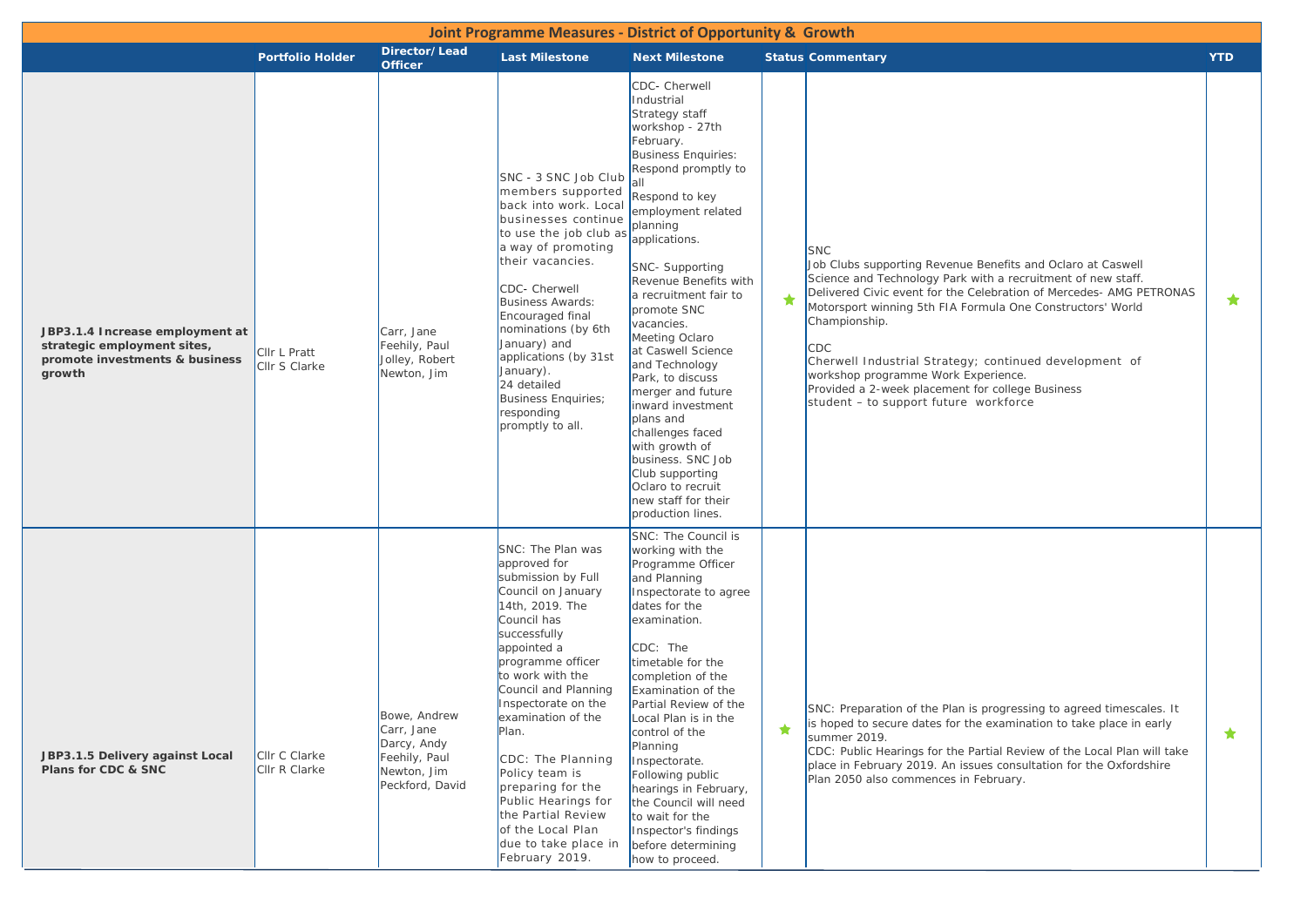## Joint Programme Measures - District of Opportunity & Growth

| | Portfolio Holder | Director/ Lead Officer | Last Milestone | Next Milestone | Status | Commentary | YTD |
|---|---|---|---|---|---|---|---|
| **JBP3.1.4 Increase employment at strategic employment sites, promote investments & business growth** | Cllr L Pratt<br>Cllr S Clarke | Carr, Jane<br>Feehily, Paul<br>Jolley, Robert<br>Newton, Jim | SNC - 3 SNC Job Club members supported back into work. Local businesses continue to use the job club as a way of promoting their vacancies.<br><br>CDC- Cherwell Business Awards: Encouraged final nominations (by 6th January) and applications (by 31st January).<br>24 detailed Business Enquiries; responding promptly to all. | CDC- Cherwell Industrial Strategy staff workshop - 27th February.<br>Business Enquiries: Respond promptly to all<br>Respond to key employment related planning applications.<br><br>SNC- Supporting Revenue Benefits with a recruitment fair to promote SNC vacancies.<br>Meeting Oclaro at Caswell Science and Technology Park, to discuss merger and future inward investment plans and challenges faced with growth of business. SNC Job Club supporting Oclaro to recruit new staff for their production lines. | ★ | SNC<br>Job Clubs supporting Revenue Benefits and Oclaro at Caswell Science and Technology Park with a recruitment of new staff.<br>Delivered Civic event for the Celebration of Mercedes- AMG PETRONAS Motorsport winning 5th FIA Formula One Constructors' World Championship.<br><br>CDC<br>Cherwell Industrial Strategy; continued development of workshop programme Work Experience.<br>Provided a 2-week placement for college Business student – to support future workforce | ★ |
| **JBP3.1.5 Delivery against Local Plans for CDC & SNC** | Cllr C Clarke<br>Cllr R Clarke | Bowe, Andrew<br>Carr, Jane<br>Darcy, Andy<br>Feehily, Paul<br>Newton, Jim<br>Peckford, David | SNC: The Plan was approved for submission by Full Council on January 14th, 2019. The Council has successfully appointed a programme officer to work with the Council and Planning Inspectorate on the examination of the Plan.<br><br>CDC: The Planning Policy team is preparing for the Public Hearings for the Partial Review of the Local Plan due to take place in February 2019. | SNC: The Council is working with the Programme Officer and Planning Inspectorate to agree dates for the examination.<br><br>CDC: The timetable for the completion of the Examination of the Partial Review of the Local Plan is in the control of the Planning Inspectorate. Following public hearings in February, the Council will need to wait for the Inspector's findings before determining how to proceed. | ★ | SNC: Preparation of the Plan is progressing to agreed timescales. It is hoped to secure dates for the examination to take place in early summer 2019.<br>CDC: Public Hearings for the Partial Review of the Local Plan will take place in February 2019. An issues consultation for the Oxfordshire Plan 2050 also commences in February. | ★ |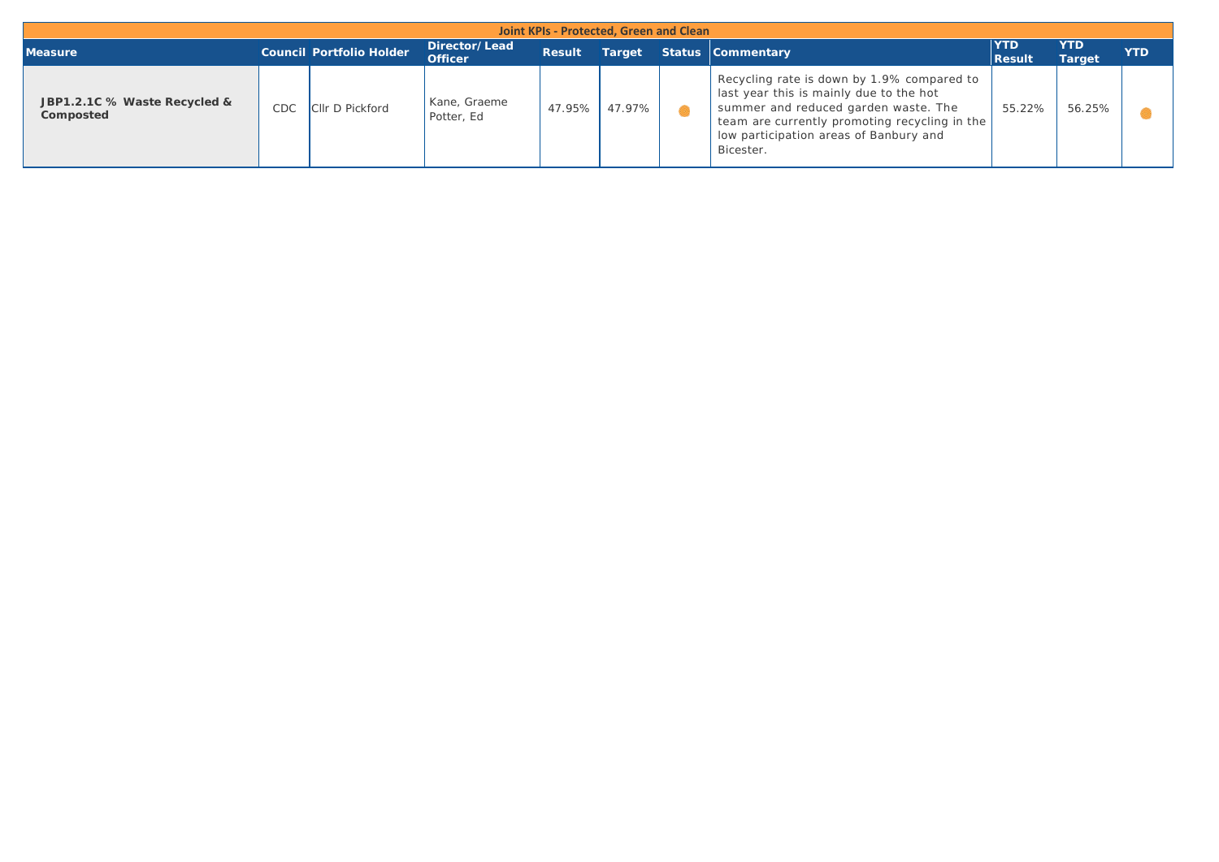## Joint KPIs - Protected, Green and Clean

| Measure | Council | Portfolio Holder | Director/ Lead Officer | Result | Target | Status | Commentary | YTD Result | YTD Target | YTD |
|---|---|---|---|---|---|---|---|---|---|---|
| **JBP1.2.1C % Waste Recycled & Composted** | CDC | Cllr D Pickford | Kane, Graeme Potter, Ed | 47.95% | 47.97% | ● | Recycling rate is down by 1.9% compared to last year this is mainly due to the hot summer and reduced garden waste. The team are currently promoting recycling in the low participation areas of Banbury and Bicester. | 55.22% | 56.25% | ● |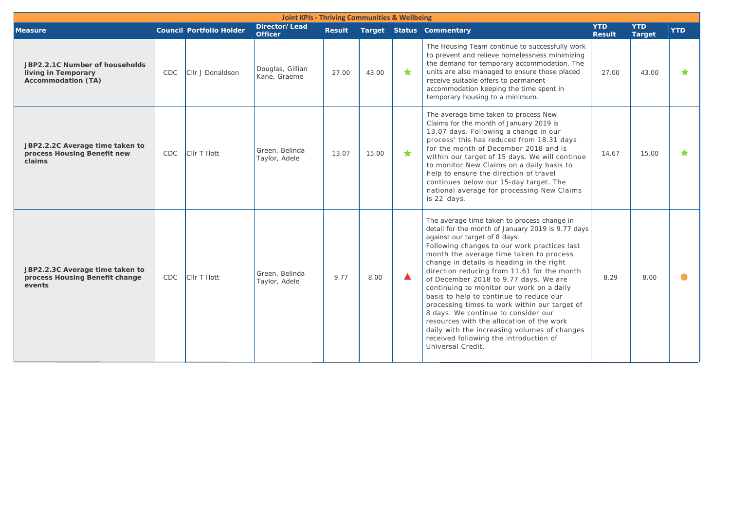| Joint KPIs - Thriving Communities & Wellbeing | | | | | | | | | | |
|---|---|---|---|---|---|---|---|---|---|---|
| **Measure** | **Council** | **Portfolio Holder** | **Director/ Lead Officer** | **Result** | **Target** | **Status** | **Commentary** | **YTD Result** | **YTD Target** | **YTD** |
| **JBP2.2.1C Number of households living in Temporary Accommodation (TA)** | CDC | Cllr J Donaldson | Douglas, Gillian Kane, Graeme | 27.00 | 43.00 | ★ | The Housing Team continue to successfully work to prevent and relieve homelessness minimizing the demand for temporary accommodation. The units are also managed to ensure those placed receive suitable offers to permanent accommodation keeping the time spent in temporary housing to a minimum. | 27.00 | 43.00 | ★ |
| **JBP2.2.2C Average time taken to process Housing Benefit new claims** | CDC | Cllr T Ilott | Green, Belinda Taylor, Adele | 13.07 | 15.00 | ★ | The average time taken to process New Claims for the month of January 2019 is 13.07 days. Following a change in our process' this has reduced from 18.31 days for the month of December 2018 and is within our target of 15 days. We will continue to monitor New Claims on a daily basis to help to ensure the direction of travel continues below our 15-day target. The national average for processing New Claims is 22 days. | 14.67 | 15.00 | ★ |
| **JBP2.2.3C Average time taken to process Housing Benefit change events** | CDC | Cllr T Ilott | Green, Belinda Taylor, Adele | 9.77 | 8.00 | ▲ | The average time taken to process change in detail for the month of January 2019 is 9.77 days against our target of 8 days. Following changes to our work practices last month the average time taken to process change in details is heading in the right direction reducing from 11.61 for the month of December 2018 to 9.77 days. We are continuing to monitor our work on a daily basis to help to continue to reduce our processing times to work within our target of 8 days. We continue to consider our resources with the allocation of the work daily with the increasing volumes of changes received following the introduction of Universal Credit. | 8.29 | 8.00 | ● |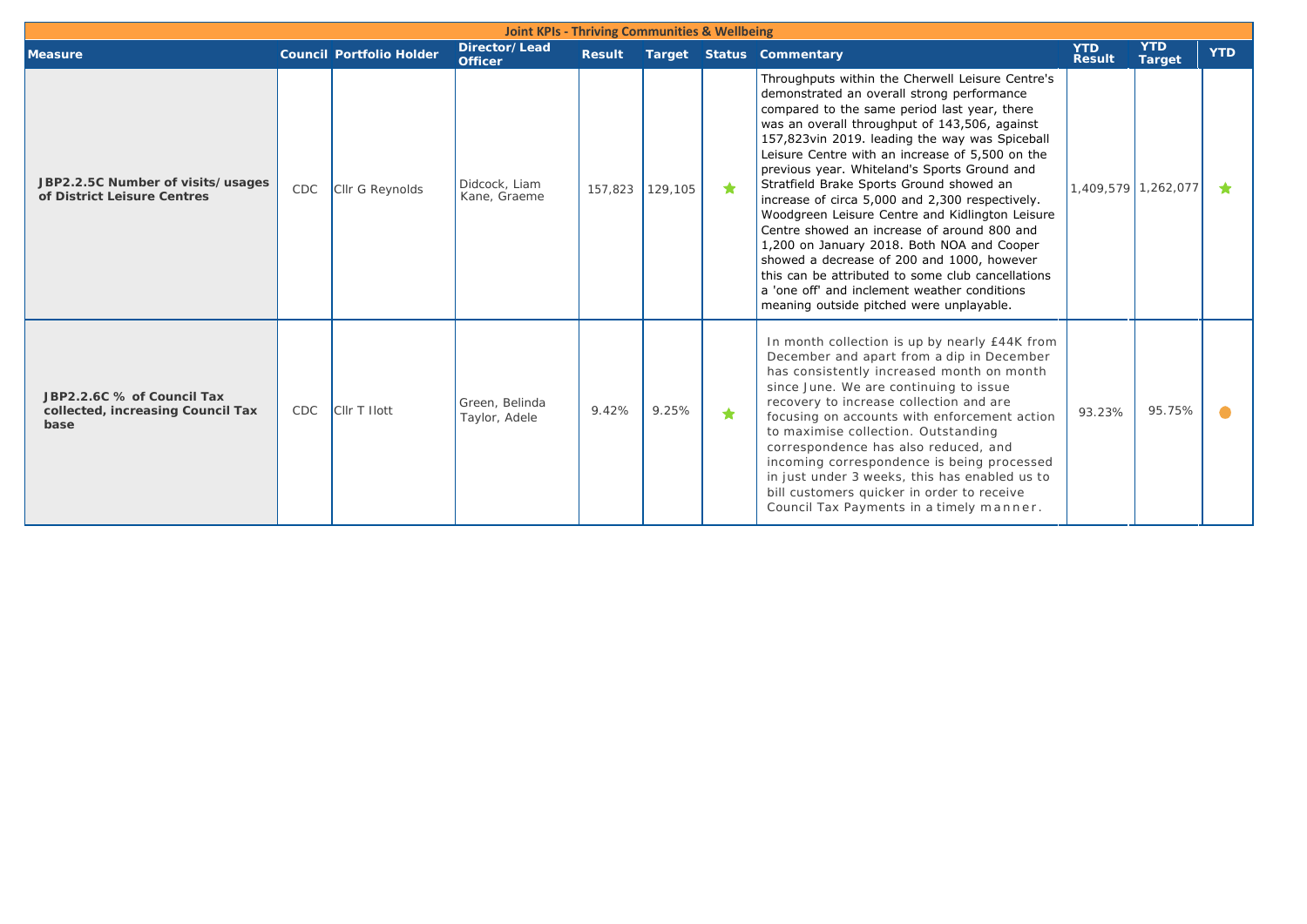## Joint KPIs - Thriving Communities & Wellbeing

| Measure | Council | Portfolio Holder | Director/Lead Officer | Result | Target | Status | Commentary | YTD Result | YTD Target | YTD |
|---|---|---|---|---|---|---|---|---|---|---|
| **JBP2.2.5C Number of visits/usages of District Leisure Centres** | CDC | Cllr G Reynolds | Didcock, Liam Kane, Graeme | 157,823 | 129,105 | ★ | Throughputs within the Cherwell Leisure Centre's demonstrated an overall strong performance compared to the same period last year, there was an overall throughput of 143,506, against 157,823vin 2019. leading the way was Spiceball Leisure Centre with an increase of 5,500 on the previous year. Whiteland's Sports Ground and Stratfield Brake Sports Ground showed an increase of circa 5,000 and 2,300 respectively. Woodgreen Leisure Centre and Kidlington Leisure Centre showed an increase of around 800 and 1,200 on January 2018. Both NOA and Cooper showed a decrease of 200 and 1000, however this can be attributed to some club cancellations a 'one off' and inclement weather conditions meaning outside pitched were unplayable. | 1,409,579 | 1,262,077 | ★ |
| **JBP2.2.6C % of Council Tax collected, increasing Council Tax base** | CDC | Cllr T Ilott | Green, Belinda Taylor, Adele | 9.42% | 9.25% | ★ | In month collection is up by nearly £44K from December and apart from a dip in December has consistently increased month on month since June. We are continuing to issue recovery to increase collection and are focusing on accounts with enforcement action to maximise collection. Outstanding correspondence has also reduced, and incoming correspondence is being processed in just under 3 weeks, this has enabled us to bill customers quicker in order to receive Council Tax Payments in a timely manner. | 93.23% | 95.75% | ● |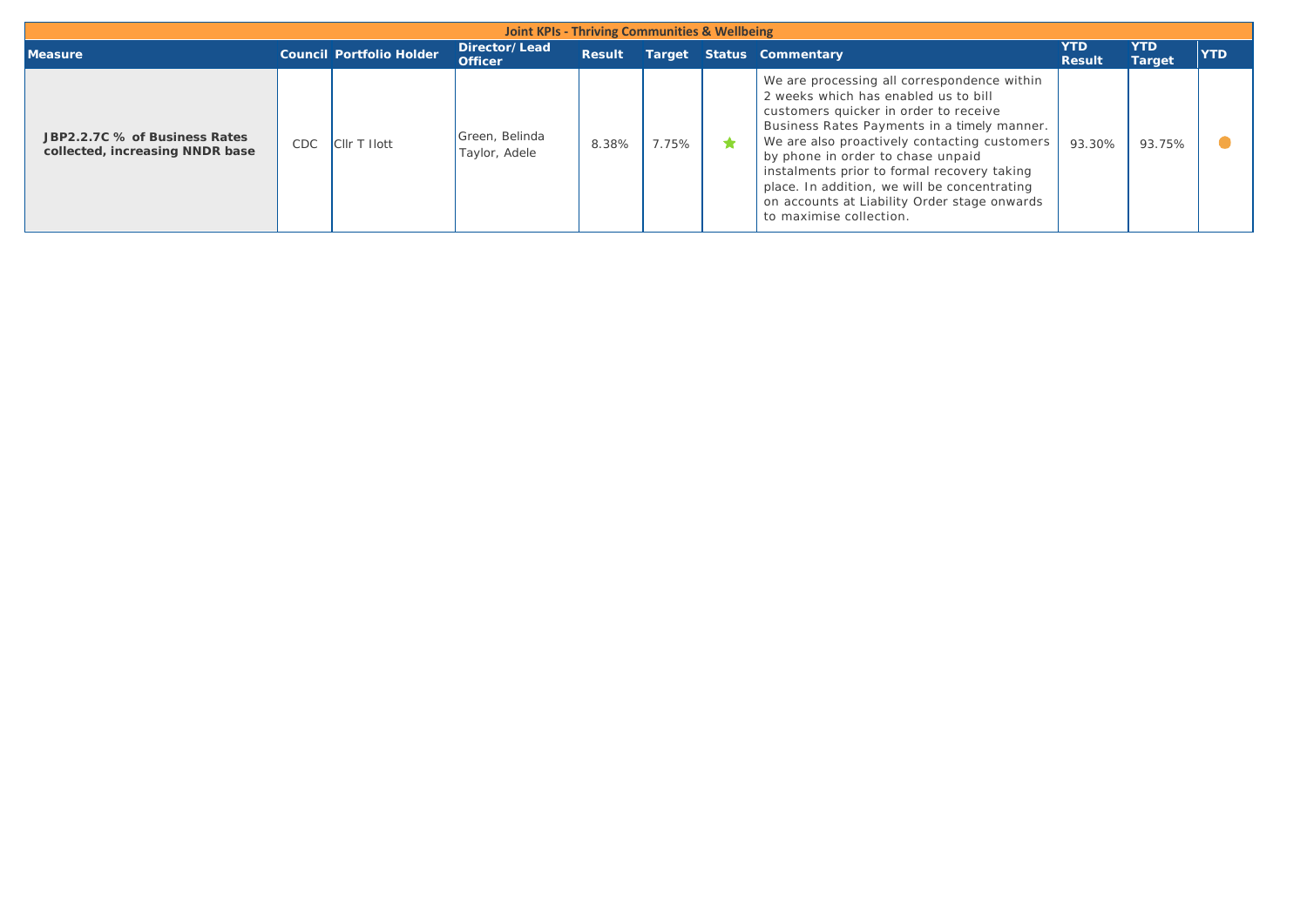| Joint KPIs - Thriving Communities & Wellbeing | | | | | | | | | | |
|---|---|---|---|---|---|---|---|---|---|---|
| **Measure** | **Council** | **Portfolio Holder** | **Director/ Lead Officer** | **Result** | **Target** | **Status** | **Commentary** | **YTD Result** | **YTD Target** | **YTD** |
| **JBP2.2.7C % of Business Rates collected, increasing NNDR base** | CDC | Cllr T Ilott | Green, Belinda Taylor, Adele | 8.38% | 7.75% | ★ | We are processing all correspondence within 2 weeks which has enabled us to bill customers quicker in order to receive Business Rates Payments in a timely manner. We are also proactively contacting customers by phone in order to chase unpaid instalments prior to formal recovery taking place. In addition, we will be concentrating on accounts at Liability Order stage onwards to maximise collection. | 93.30% | 93.75% | ● |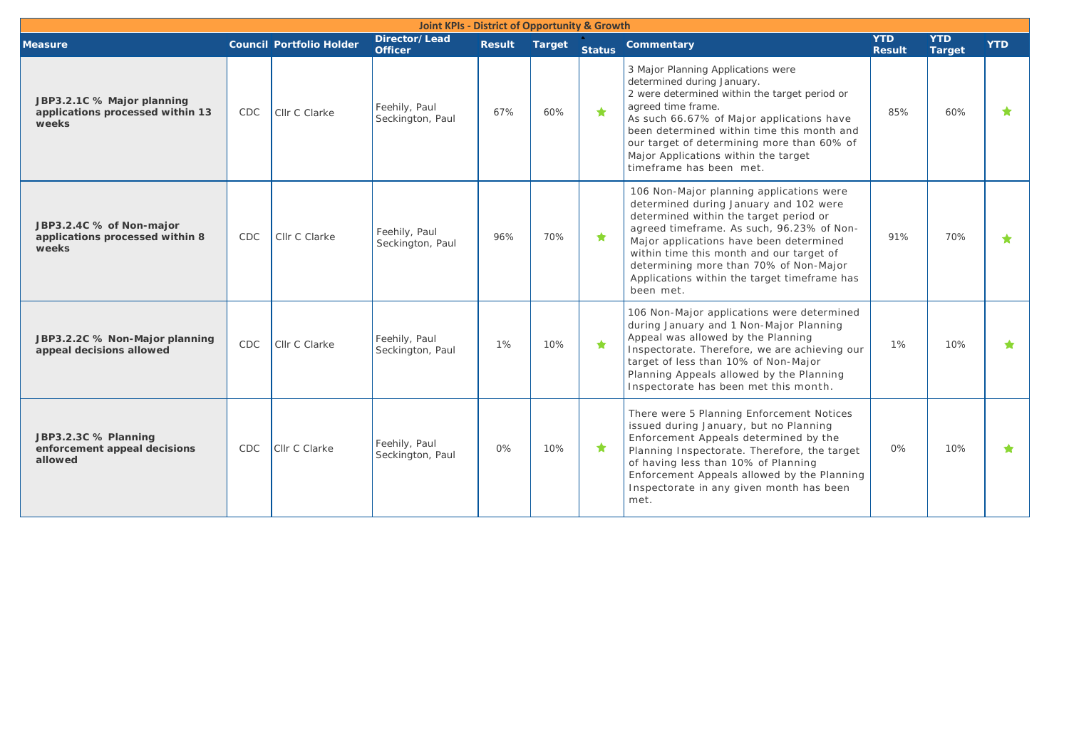| Joint KPIs - District of Opportunity & Growth | | | | | | | | | | |
|---|---|---|---|---|---|---|---|---|---|---|
| **Measure** | **Council** | **Portfolio Holder** | **Director/ Lead Officer** | **Result** | **Target** | **Status** | **Commentary** | **YTD Result** | **YTD Target** | **YTD** |
| **JBP3.2.1C % Major planning applications processed within 13 weeks** | CDC | Cllr C Clarke | Feehily, Paul Seckington, Paul | 67% | 60% | ★ | 3 Major Planning Applications were determined during January. 2 were determined within the target period or agreed time frame. As such 66.67% of Major applications have been determined within time this month and our target of determining more than 60% of Major Applications within the target timeframe has been met. | 85% | 60% | ★ |
| **JBP3.2.4C % of Non-major applications processed within 8 weeks** | CDC | Cllr C Clarke | Feehily, Paul Seckington, Paul | 96% | 70% | ★ | 106 Non-Major planning applications were determined during January and 102 were determined within the target period or agreed timeframe. As such, 96.23% of Non-Major applications have been determined within time this month and our target of determining more than 70% of Non-Major Applications within the target timeframe has been met. | 91% | 70% | ★ |
| **JBP3.2.2C % Non-Major planning appeal decisions allowed** | CDC | Cllr C Clarke | Feehily, Paul Seckington, Paul | 1% | 10% | ★ | 106 Non-Major applications were determined during January and 1 Non-Major Planning Appeal was allowed by the Planning Inspectorate. Therefore, we are achieving our target of less than 10% of Non-Major Planning Appeals allowed by the Planning Inspectorate has been met this month. | 1% | 10% | ★ |
| **JBP3.2.3C % Planning enforcement appeal decisions allowed** | CDC | Cllr C Clarke | Feehily, Paul Seckington, Paul | 0% | 10% | ★ | There were 5 Planning Enforcement Notices issued during January, but no Planning Enforcement Appeals determined by the Planning Inspectorate. Therefore, the target of having less than 10% of Planning Enforcement Appeals allowed by the Planning Inspectorate in any given month has been met. | 0% | 10% | ★ |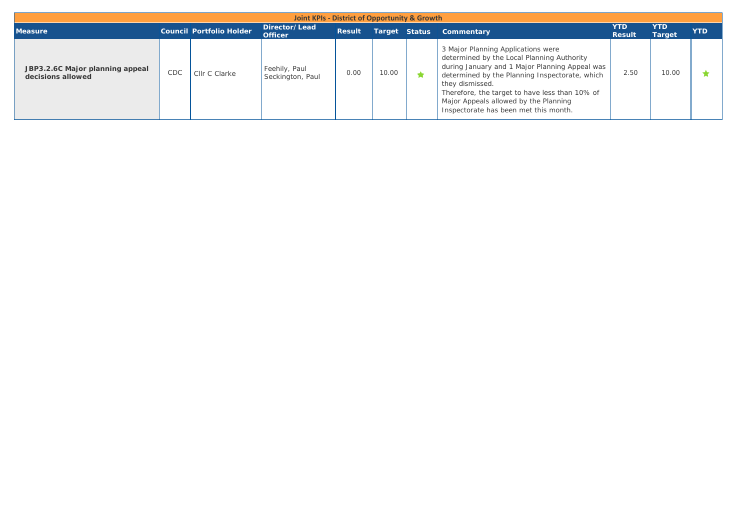| Joint KPIs - District of Opportunity & Growth | | | | | | | | | | |
|---|---|---|---|---|---|---|---|---|---|---|
| **Measure** | **Council** | **Portfolio Holder** | **Director/ Lead Officer** | **Result** | **Target** | **Status** | **Commentary** | **YTD Result** | **YTD Target** | **YTD** |
| **JBP3.2.6C Major planning appeal decisions allowed** | CDC | Cllr C Clarke | Feehily, Paul Seckington, Paul | 0.00 | 10.00 | ★ | 3 Major Planning Applications were determined by the Local Planning Authority during January and 1 Major Planning Appeal was determined by the Planning Inspectorate, which they dismissed. Therefore, the target to have less than 10% of Major Appeals allowed by the Planning Inspectorate has been met this month. | 2.50 | 10.00 | ★ |